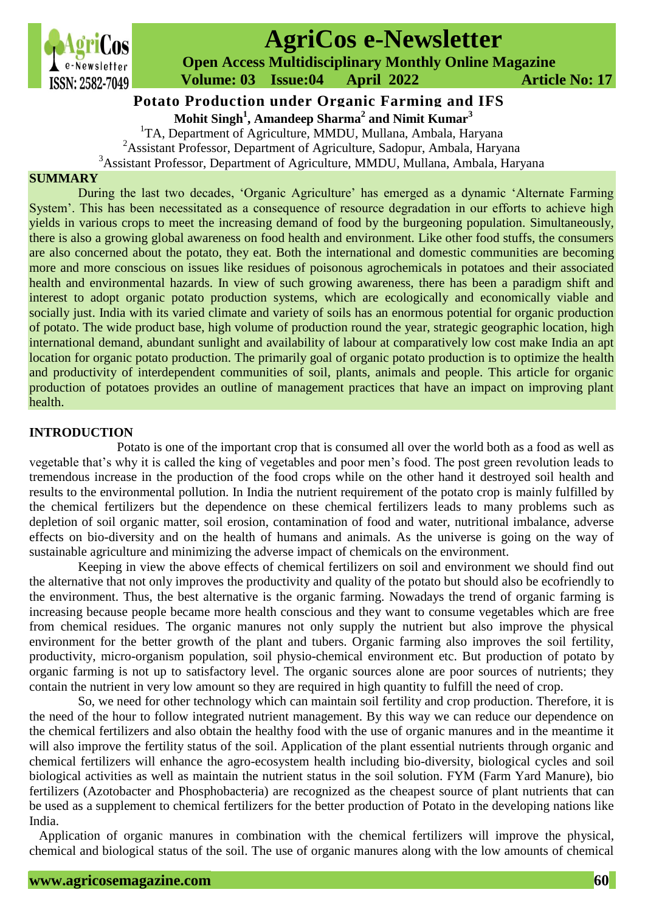# Potato Production under Organic Farming and IFS

**Mohit Singh[1], Amandeep Sharma[2] and Nimit Kumar[3]**

[1]TA, Department of Agriculture, MMDU, Mullana, Ambala, Haryana
[2]Assistant Professor, Department of Agriculture, Sadopur, Ambala, Haryana
[3]Assistant Professor, Department of Agriculture, MMDU, Mullana, Ambala, Haryana

## SUMMARY

During the last two decades, 'Organic Agriculture' has emerged as a dynamic 'Alternate Farming System'. This has been necessitated as a consequence of resource degradation in our efforts to achieve high yields in various crops to meet the increasing demand of food by the burgeoning population. Simultaneously, there is also a growing global awareness on food health and environment. Like other food stuffs, the consumers are also concerned about the potato, they eat. Both the international and domestic communities are becoming more and more conscious on issues like residues of poisonous agrochemicals in potatoes and their associated health and environmental hazards. In view of such growing awareness, there has been a paradigm shift and interest to adopt organic potato production systems, which are ecologically and economically viable and socially just. India with its varied climate and variety of soils has an enormous potential for organic production of potato. The wide product base, high volume of production round the year, strategic geographic location, high international demand, abundant sunlight and availability of labour at comparatively low cost make India an apt location for organic potato production. The primarily goal of organic potato production is to optimize the health and productivity of interdependent communities of soil, plants, animals and people. This article for organic production of potatoes provides an outline of management practices that have an impact on improving plant health.

## INTRODUCTION

Potato is one of the important crop that is consumed all over the world both as a food as well as vegetable that's why it is called the king of vegetables and poor men's food. The post green revolution leads to tremendous increase in the production of the food crops while on the other hand it destroyed soil health and results to the environmental pollution. In India the nutrient requirement of the potato crop is mainly fulfilled by the chemical fertilizers but the dependence on these chemical fertilizers leads to many problems such as depletion of soil organic matter, soil erosion, contamination of food and water, nutritional imbalance, adverse effects on bio-diversity and on the health of humans and animals. As the universe is going on the way of sustainable agriculture and minimizing the adverse impact of chemicals on the environment.

Keeping in view the above effects of chemical fertilizers on soil and environment we should find out the alternative that not only improves the productivity and quality of the potato but should also be ecofriendly to the environment. Thus, the best alternative is the organic farming. Nowadays the trend of organic farming is increasing because people became more health conscious and they want to consume vegetables which are free from chemical residues. The organic manures not only supply the nutrient but also improve the physical environment for the better growth of the plant and tubers. Organic farming also improves the soil fertility, productivity, micro-organism population, soil physio-chemical environment etc. But production of potato by organic farming is not up to satisfactory level. The organic sources alone are poor sources of nutrients; they contain the nutrient in very low amount so they are required in high quantity to fulfill the need of crop.

So, we need for other technology which can maintain soil fertility and crop production. Therefore, it is the need of the hour to follow integrated nutrient management. By this way we can reduce our dependence on the chemical fertilizers and also obtain the healthy food with the use of organic manures and in the meantime it will also improve the fertility status of the soil. Application of the plant essential nutrients through organic and chemical fertilizers will enhance the agro-ecosystem health including bio-diversity, biological cycles and soil biological activities as well as maintain the nutrient status in the soil solution. FYM (Farm Yard Manure), bio fertilizers (Azotobacter and Phosphobacteria) are recognized as the cheapest source of plant nutrients that can be used as a supplement to chemical fertilizers for the better production of Potato in the developing nations like India.

Application of organic manures in combination with the chemical fertilizers will improve the physical, chemical and biological status of the soil. The use of organic manures along with the low amounts of chemical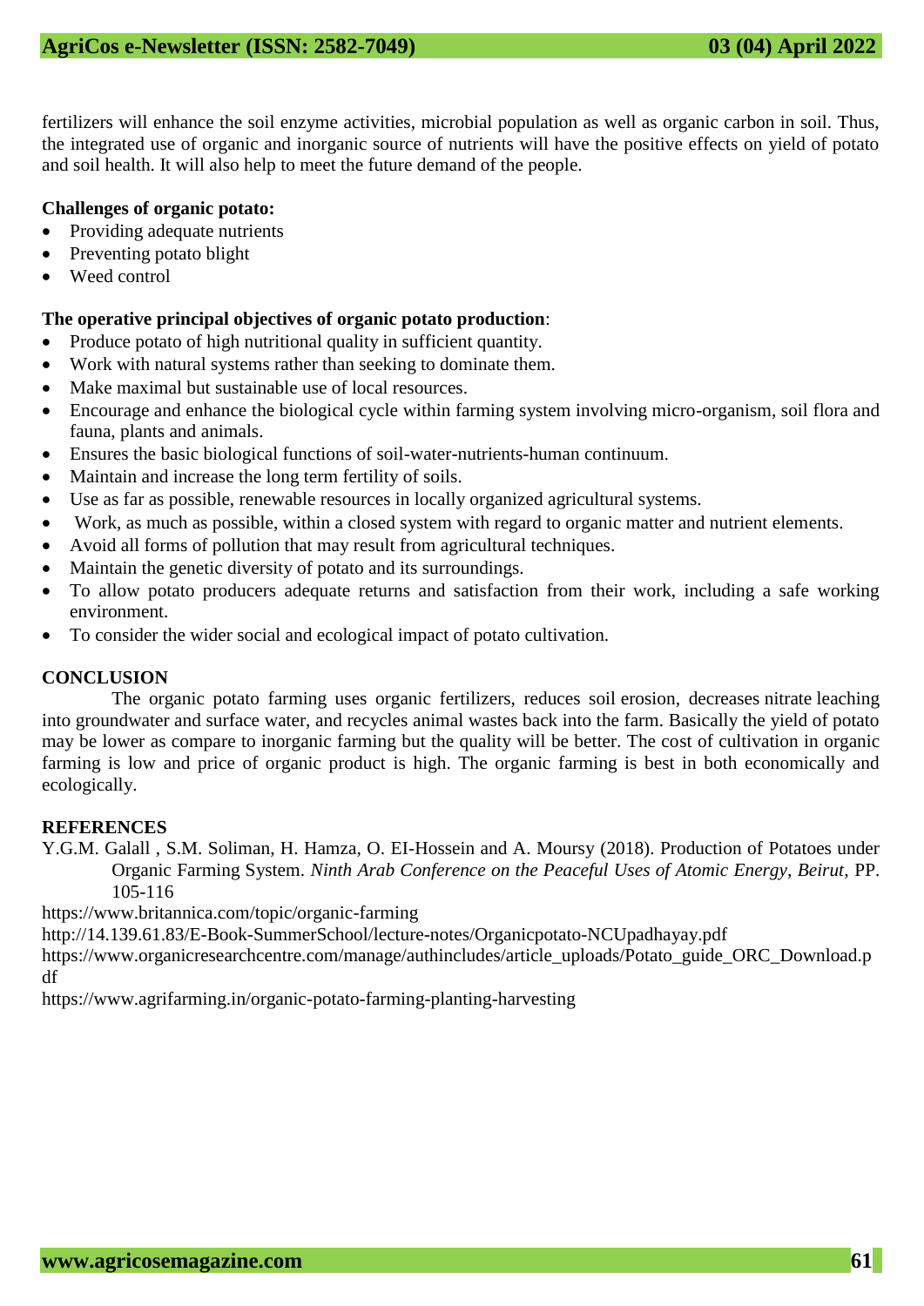fertilizers will enhance the soil enzyme activities, microbial population as well as organic carbon in soil. Thus, the integrated use of organic and inorganic source of nutrients will have the positive effects on yield of potato and soil health. It will also help to meet the future demand of the people.

**Challenges of organic potato:**

- Providing adequate nutrients
- Preventing potato blight
- Weed control

**The operative principal objectives of organic potato production**:

- Produce potato of high nutritional quality in sufficient quantity.
- Work with natural systems rather than seeking to dominate them.
- Make maximal but sustainable use of local resources.
- Encourage and enhance the biological cycle within farming system involving micro-organism, soil flora and fauna, plants and animals.
- Ensures the basic biological functions of soil-water-nutrients-human continuum.
- Maintain and increase the long term fertility of soils.
- Use as far as possible, renewable resources in locally organized agricultural systems.
- Work, as much as possible, within a closed system with regard to organic matter and nutrient elements.
- Avoid all forms of pollution that may result from agricultural techniques.
- Maintain the genetic diversity of potato and its surroundings.
- To allow potato producers adequate returns and satisfaction from their work, including a safe working environment.
- To consider the wider social and ecological impact of potato cultivation.

## CONCLUSION

The organic potato farming uses organic fertilizers, reduces soil erosion, decreases nitrate leaching into groundwater and surface water, and recycles animal wastes back into the farm. Basically the yield of potato may be lower as compare to inorganic farming but the quality will be better. The cost of cultivation in organic farming is low and price of organic product is high. The organic farming is best in both economically and ecologically.

## REFERENCES

Y.G.M. Galall , S.M. Soliman, H. Hamza, O. EI-Hossein and A. Moursy (2018). Production of Potatoes under Organic Farming System. *Ninth Arab Conference on the Peaceful Uses of Atomic Energy, Beirut,* PP. 105-116

https://www.britannica.com/topic/organic-farming

http://14.139.61.83/E-Book-SummerSchool/lecture-notes/Organicpotato-NCUpadhayay.pdf

https://www.organicresearchcentre.com/manage/authincludes/article_uploads/Potato_guide_ORC_Download.pdf

https://www.agrifarming.in/organic-potato-farming-planting-harvesting